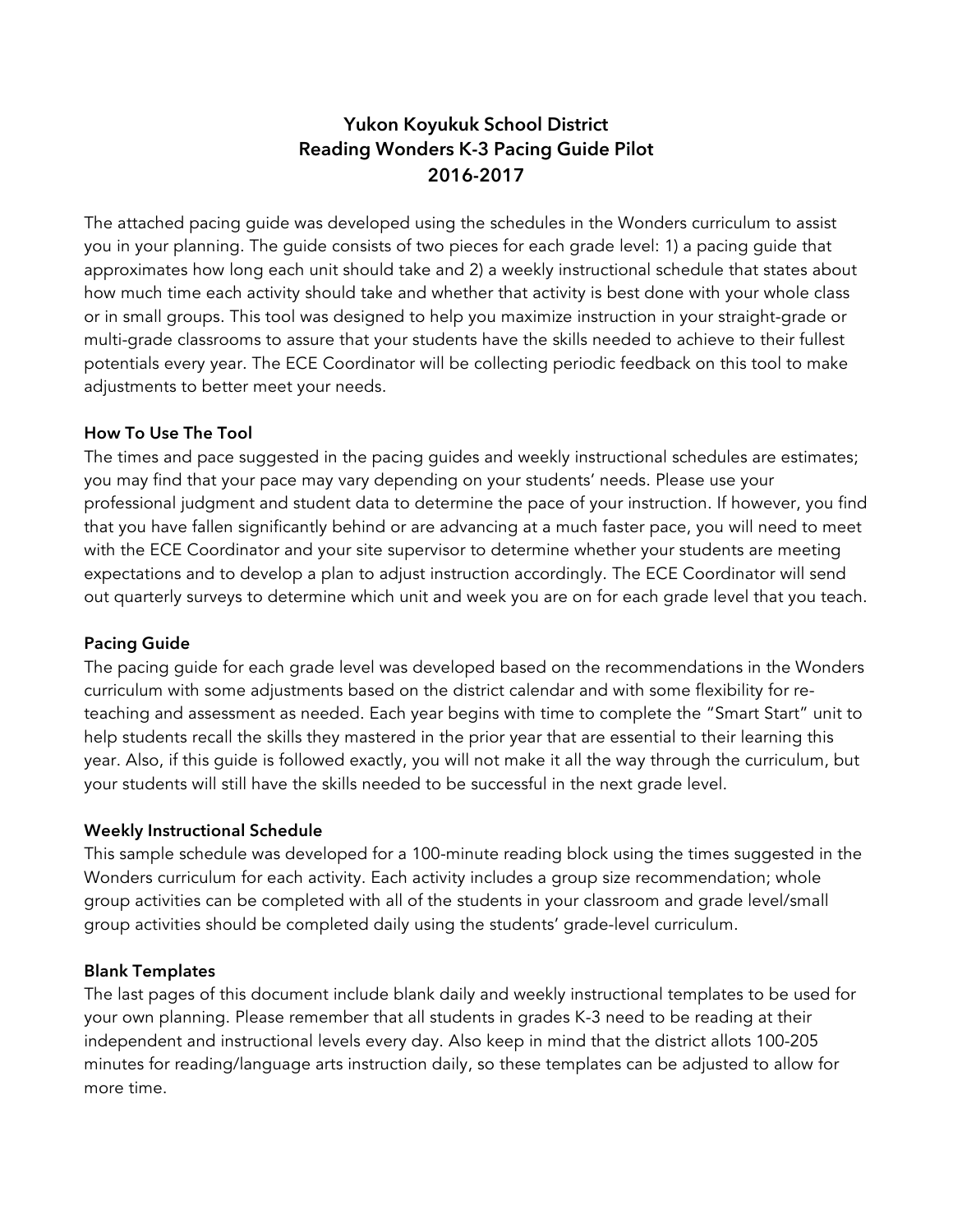# Yukon Koyukuk School District
# Reading Wonders K-3 Pacing Guide Pilot
# 2016-2017

The attached pacing guide was developed using the schedules in the Wonders curriculum to assist you in your planning. The guide consists of two pieces for each grade level: 1) a pacing guide that approximates how long each unit should take and 2) a weekly instructional schedule that states about how much time each activity should take and whether that activity is best done with your whole class or in small groups. This tool was designed to help you maximize instruction in your straight-grade or multi-grade classrooms to assure that your students have the skills needed to achieve to their fullest potentials every year. The ECE Coordinator will be collecting periodic feedback on this tool to make adjustments to better meet your needs.

**How To Use The Tool**

The times and pace suggested in the pacing guides and weekly instructional schedules are estimates; you may find that your pace may vary depending on your students' needs. Please use your professional judgment and student data to determine the pace of your instruction. If however, you find that you have fallen significantly behind or are advancing at a much faster pace, you will need to meet with the ECE Coordinator and your site supervisor to determine whether your students are meeting expectations and to develop a plan to adjust instruction accordingly. The ECE Coordinator will send out quarterly surveys to determine which unit and week you are on for each grade level that you teach.

**Pacing Guide**

The pacing guide for each grade level was developed based on the recommendations in the Wonders curriculum with some adjustments based on the district calendar and with some flexibility for re-teaching and assessment as needed. Each year begins with time to complete the "Smart Start" unit to help students recall the skills they mastered in the prior year that are essential to their learning this year. Also, if this guide is followed exactly, you will not make it all the way through the curriculum, but your students will still have the skills needed to be successful in the next grade level.

**Weekly Instructional Schedule**

This sample schedule was developed for a 100-minute reading block using the times suggested in the Wonders curriculum for each activity. Each activity includes a group size recommendation; whole group activities can be completed with all of the students in your classroom and grade level/small group activities should be completed daily using the students' grade-level curriculum.

**Blank Templates**

The last pages of this document include blank daily and weekly instructional templates to be used for your own planning. Please remember that all students in grades K-3 need to be reading at their independent and instructional levels every day. Also keep in mind that the district allots 100-205 minutes for reading/language arts instruction daily, so these templates can be adjusted to allow for more time.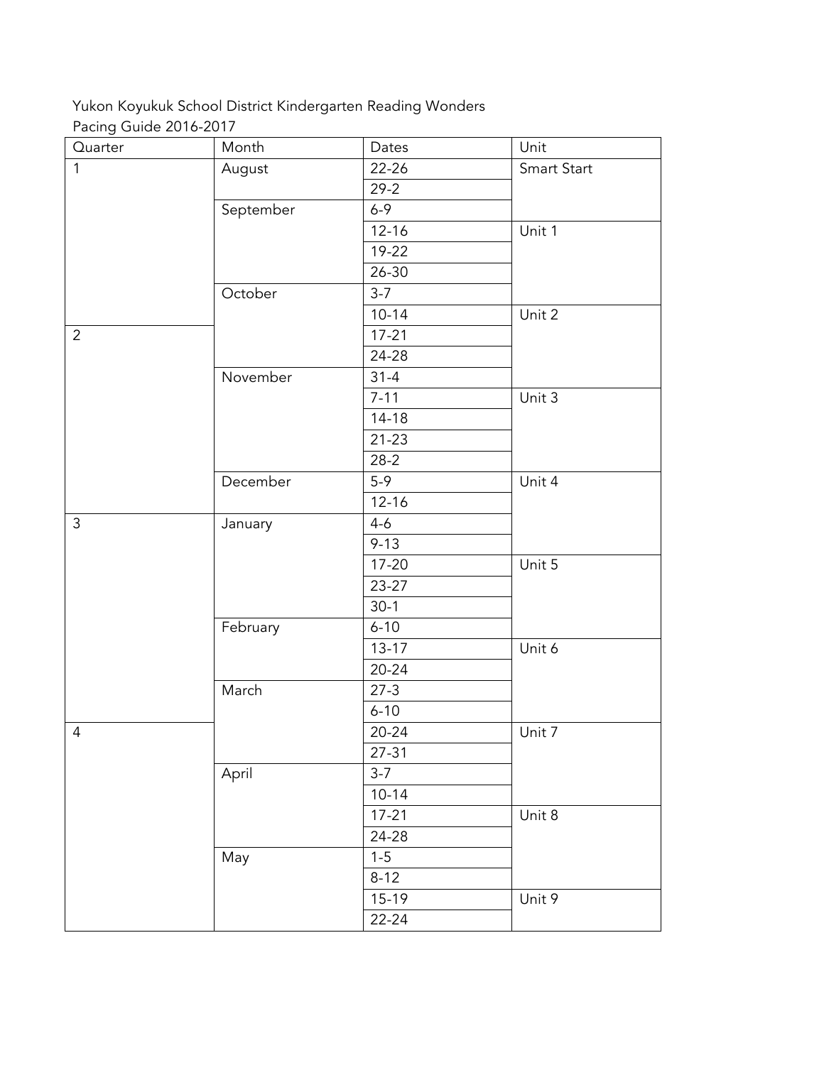Yukon Koyukuk School District Kindergarten Reading Wonders
Pacing Guide 2016-2017

| Quarter | Month | Dates | Unit |
|---|---|---|---|
| 1 | August | 22-26 | Smart Start |
| | | 29-2 | |
| | September | 6-9 | |
| | | 12-16 | Unit 1 |
| | | 19-22 | |
| | | 26-30 | |
| | October | 3-7 | |
| | | 10-14 | Unit 2 |
| 2 | | 17-21 | |
| | | 24-28 | |
| | November | 31-4 | |
| | | 7-11 | Unit 3 |
| | | 14-18 | |
| | | 21-23 | |
| | | 28-2 | |
| | December | 5-9 | Unit 4 |
| | | 12-16 | |
| 3 | January | 4-6 | |
| | | 9-13 | |
| | | 17-20 | Unit 5 |
| | | 23-27 | |
| | | 30-1 | |
| | February | 6-10 | |
| | | 13-17 | Unit 6 |
| | | 20-24 | |
| | March | 27-3 | |
| | | 6-10 | |
| 4 | | 20-24 | Unit 7 |
| | | 27-31 | |
| | April | 3-7 | |
| | | 10-14 | |
| | | 17-21 | Unit 8 |
| | | 24-28 | |
| | May | 1-5 | |
| | | 8-12 | |
| | | 15-19 | Unit 9 |
| | | 22-24 | |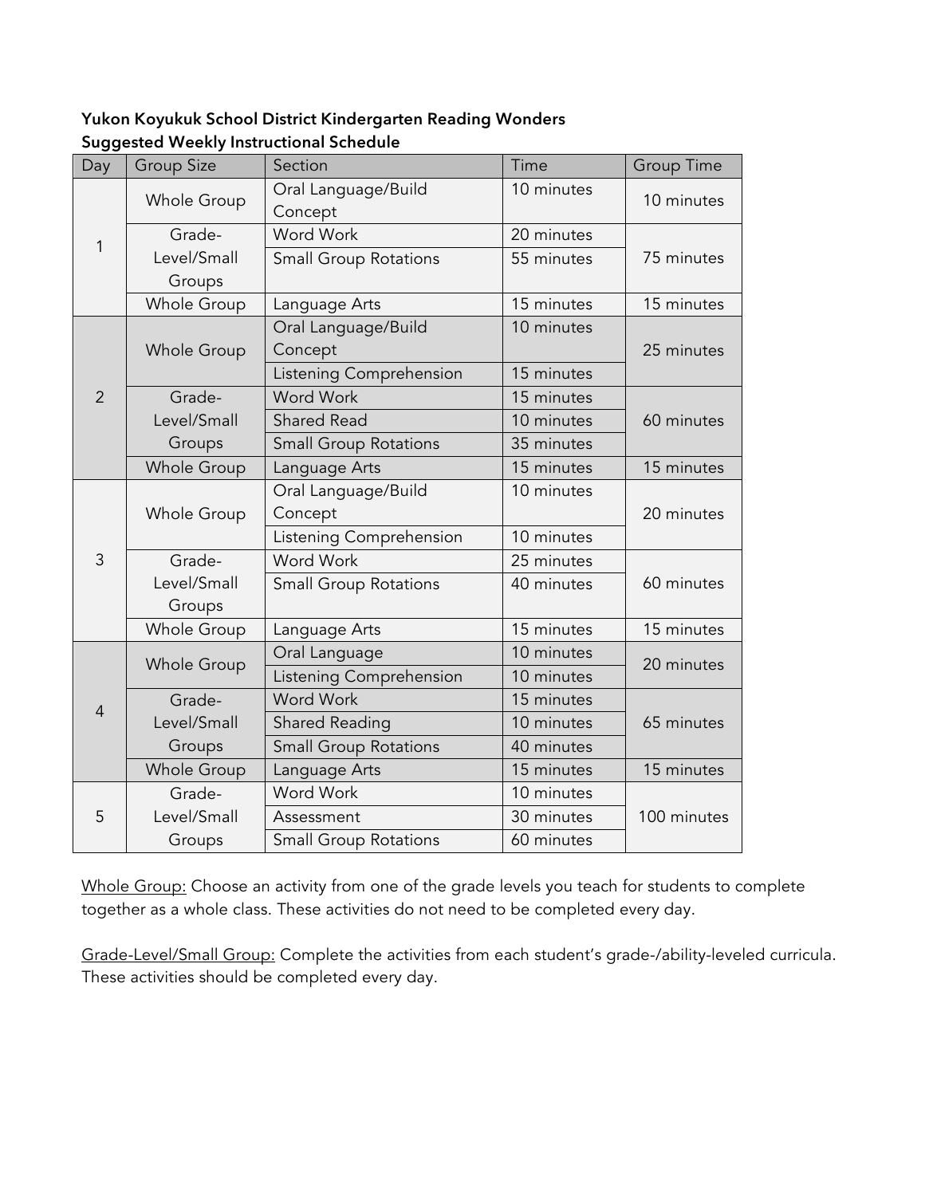**Yukon Koyukuk School District Kindergarten Reading Wonders**
**Suggested Weekly Instructional Schedule**

| Day | Group Size | Section | Time | Group Time |
|---|---|---|---|---|
| 1 | Whole Group | Oral Language/Build Concept | 10 minutes | 10 minutes |
| | Grade-Level/Small Groups | Word Work | 20 minutes | 75 minutes |
| | | Small Group Rotations | 55 minutes | |
| | Whole Group | Language Arts | 15 minutes | 15 minutes |
| 2 | Whole Group | Oral Language/Build Concept | 10 minutes | 25 minutes |
| | | Listening Comprehension | 15 minutes | |
| | Grade-Level/Small Groups | Word Work | 15 minutes | 60 minutes |
| | | Shared Read | 10 minutes | |
| | | Small Group Rotations | 35 minutes | |
| | Whole Group | Language Arts | 15 minutes | 15 minutes |
| 3 | Whole Group | Oral Language/Build Concept | 10 minutes | 20 minutes |
| | | Listening Comprehension | 10 minutes | |
| | Grade-Level/Small Groups | Word Work | 25 minutes | 60 minutes |
| | | Small Group Rotations | 40 minutes | |
| | Whole Group | Language Arts | 15 minutes | 15 minutes |
| 4 | Whole Group | Oral Language | 10 minutes | 20 minutes |
| | | Listening Comprehension | 10 minutes | |
| | Grade-Level/Small Groups | Word Work | 15 minutes | 65 minutes |
| | | Shared Reading | 10 minutes | |
| | | Small Group Rotations | 40 minutes | |
| | Whole Group | Language Arts | 15 minutes | 15 minutes |
| 5 | Grade-Level/Small Groups | Word Work | 10 minutes | 100 minutes |
| | | Assessment | 30 minutes | |
| | | Small Group Rotations | 60 minutes | |

Whole Group: Choose an activity from one of the grade levels you teach for students to complete together as a whole class. These activities do not need to be completed every day.

Grade-Level/Small Group: Complete the activities from each student's grade-/ability-leveled curricula. These activities should be completed every day.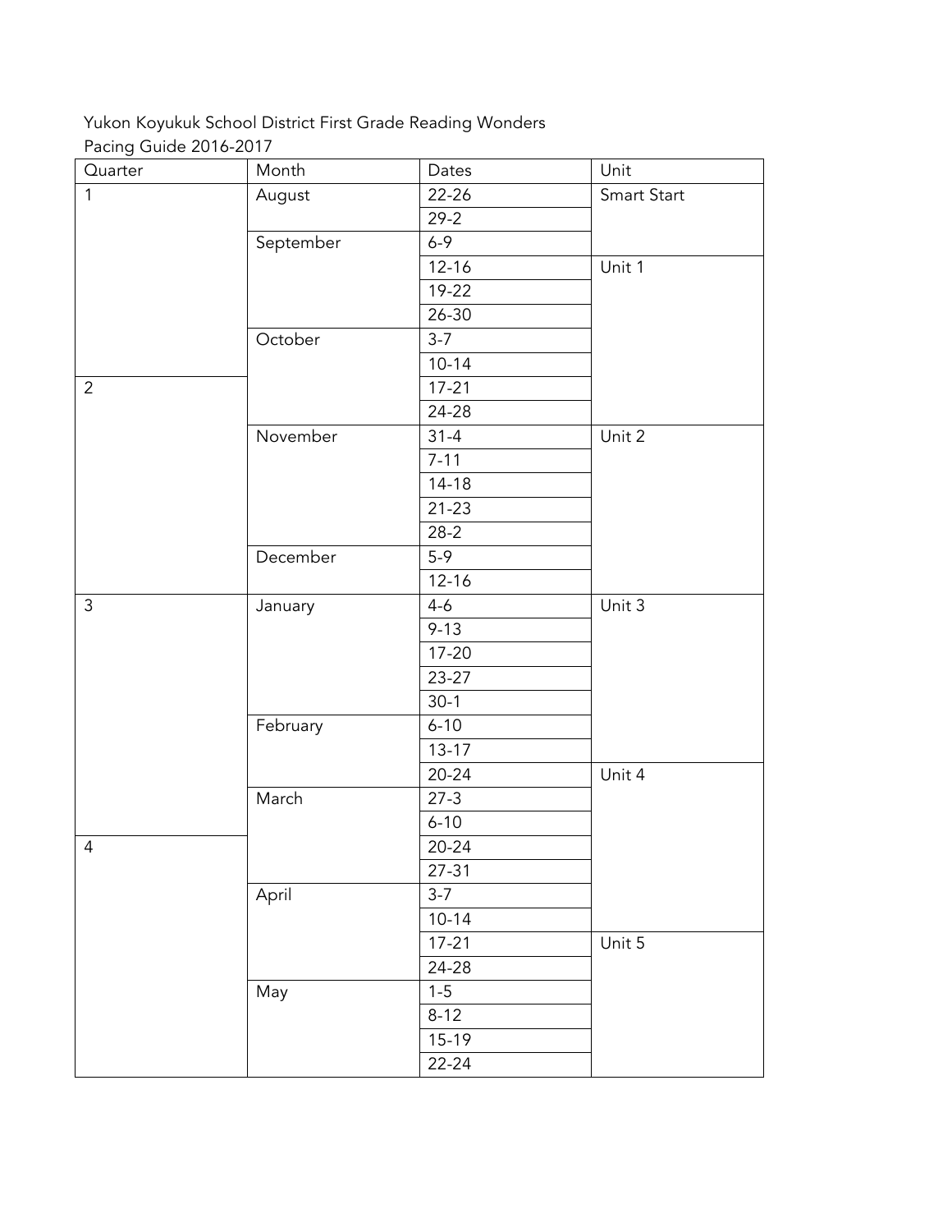Yukon Koyukuk School District First Grade Reading Wonders
Pacing Guide 2016-2017

| Quarter | Month | Dates | Unit |
|---|---|---|---|
| 1 | August | 22-26 | Smart Start |
| | | 29-2 | |
| | September | 6-9 | |
| | | 12-16 | Unit 1 |
| | | 19-22 | |
| | | 26-30 | |
| | October | 3-7 | |
| | | 10-14 | |
| 2 | | 17-21 | |
| | | 24-28 | |
| | November | 31-4 | Unit 2 |
| | | 7-11 | |
| | | 14-18 | |
| | | 21-23 | |
| | | 28-2 | |
| | December | 5-9 | |
| | | 12-16 | |
| 3 | January | 4-6 | Unit 3 |
| | | 9-13 | |
| | | 17-20 | |
| | | 23-27 | |
| | | 30-1 | |
| | February | 6-10 | |
| | | 13-17 | |
| | | 20-24 | Unit 4 |
| | March | 27-3 | |
| | | 6-10 | |
| 4 | | 20-24 | |
| | | 27-31 | |
| | April | 3-7 | |
| | | 10-14 | |
| | | 17-21 | Unit 5 |
| | | 24-28 | |
| | May | 1-5 | |
| | | 8-12 | |
| | | 15-19 | |
| | | 22-24 | |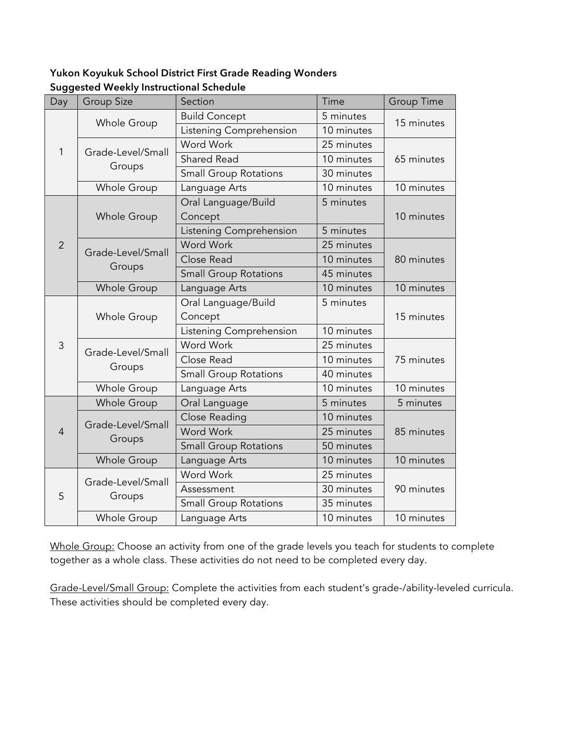**Yukon Koyukuk School District First Grade Reading Wonders**
**Suggested Weekly Instructional Schedule**

| Day | Group Size | Section | Time | Group Time |
|---|---|---|---|---|
| 1 | Whole Group | Build Concept | 5 minutes | 15 minutes |
| | | Listening Comprehension | 10 minutes | |
| | Grade-Level/Small Groups | Word Work | 25 minutes | 65 minutes |
| | | Shared Read | 10 minutes | |
| | | Small Group Rotations | 30 minutes | |
| | Whole Group | Language Arts | 10 minutes | 10 minutes |
| 2 | Whole Group | Oral Language/Build Concept | 5 minutes | 10 minutes |
| | | Listening Comprehension | 5 minutes | |
| | Grade-Level/Small Groups | Word Work | 25 minutes | 80 minutes |
| | | Close Read | 10 minutes | |
| | | Small Group Rotations | 45 minutes | |
| | Whole Group | Language Arts | 10 minutes | 10 minutes |
| 3 | Whole Group | Oral Language/Build Concept | 5 minutes | 15 minutes |
| | | Listening Comprehension | 10 minutes | |
| | Grade-Level/Small Groups | Word Work | 25 minutes | 75 minutes |
| | | Close Read | 10 minutes | |
| | | Small Group Rotations | 40 minutes | |
| | Whole Group | Language Arts | 10 minutes | 10 minutes |
| 4 | Whole Group | Oral Language | 5 minutes | 5 minutes |
| | Grade-Level/Small Groups | Close Reading | 10 minutes | 85 minutes |
| | | Word Work | 25 minutes | |
| | | Small Group Rotations | 50 minutes | |
| | Whole Group | Language Arts | 10 minutes | 10 minutes |
| 5 | Grade-Level/Small Groups | Word Work | 25 minutes | 90 minutes |
| | | Assessment | 30 minutes | |
| | | Small Group Rotations | 35 minutes | |
| | Whole Group | Language Arts | 10 minutes | 10 minutes |

<u>Whole Group:</u> Choose an activity from one of the grade levels you teach for students to complete together as a whole class. These activities do not need to be completed every day.

<u>Grade-Level/Small Group:</u> Complete the activities from each student's grade-/ability-leveled curricula. These activities should be completed every day.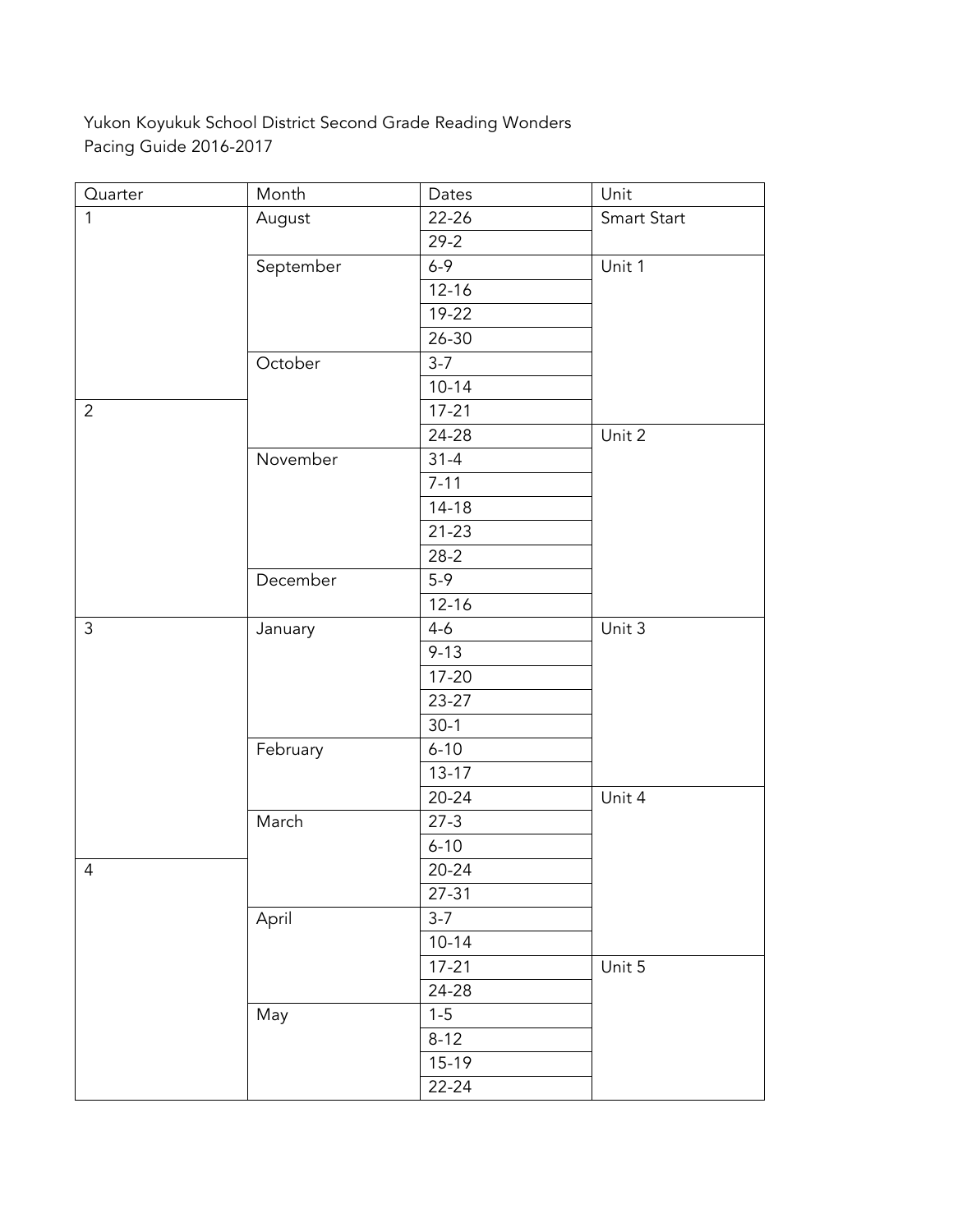Yukon Koyukuk School District Second Grade Reading Wonders
Pacing Guide 2016-2017

| Quarter | Month | Dates | Unit |
|---|---|---|---|
| 1 | August | 22-26 | Smart Start |
| | | 29-2 | |
| | September | 6-9 | Unit 1 |
| | | 12-16 | |
| | | 19-22 | |
| | | 26-30 | |
| | October | 3-7 | |
| | | 10-14 | |
| 2 | | 17-21 | |
| | | 24-28 | Unit 2 |
| | November | 31-4 | |
| | | 7-11 | |
| | | 14-18 | |
| | | 21-23 | |
| | | 28-2 | |
| | December | 5-9 | |
| | | 12-16 | |
| 3 | January | 4-6 | Unit 3 |
| | | 9-13 | |
| | | 17-20 | |
| | | 23-27 | |
| | | 30-1 | |
| | February | 6-10 | |
| | | 13-17 | |
| | | 20-24 | Unit 4 |
| | March | 27-3 | |
| | | 6-10 | |
| 4 | | 20-24 | |
| | | 27-31 | |
| | April | 3-7 | |
| | | 10-14 | |
| | | 17-21 | Unit 5 |
| | | 24-28 | |
| | May | 1-5 | |
| | | 8-12 | |
| | | 15-19 | |
| | | 22-24 | |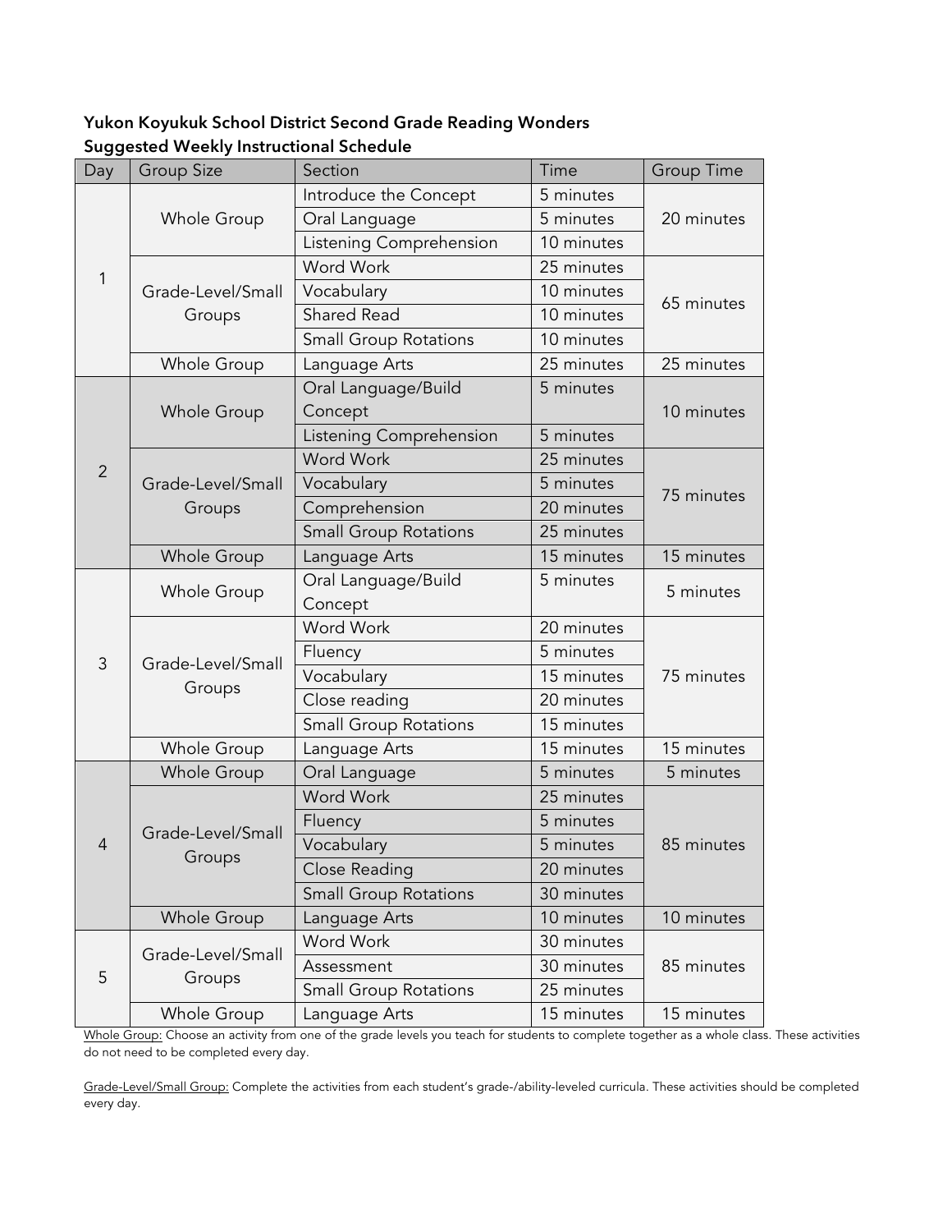**Yukon Koyukuk School District Second Grade Reading Wonders**
**Suggested Weekly Instructional Schedule**

| Day | Group Size | Section | Time | Group Time |
|---|---|---|---|---|
| 1 | Whole Group | Introduce the Concept | 5 minutes | 20 minutes |
| | | Oral Language | 5 minutes | |
| | | Listening Comprehension | 10 minutes | |
| | Grade-Level/Small Groups | Word Work | 25 minutes | 65 minutes |
| | | Vocabulary | 10 minutes | |
| | | Shared Read | 10 minutes | |
| | | Small Group Rotations | 10 minutes | |
| | Whole Group | Language Arts | 25 minutes | 25 minutes |
| 2 | Whole Group | Oral Language/Build Concept | 5 minutes | 10 minutes |
| | | Listening Comprehension | 5 minutes | |
| | Grade-Level/Small Groups | Word Work | 25 minutes | 75 minutes |
| | | Vocabulary | 5 minutes | |
| | | Comprehension | 20 minutes | |
| | | Small Group Rotations | 25 minutes | |
| | Whole Group | Language Arts | 15 minutes | 15 minutes |
| 3 | Whole Group | Oral Language/Build Concept | 5 minutes | 5 minutes |
| | Grade-Level/Small Groups | Word Work | 20 minutes | 75 minutes |
| | | Fluency | 5 minutes | |
| | | Vocabulary | 15 minutes | |
| | | Close reading | 20 minutes | |
| | | Small Group Rotations | 15 minutes | |
| | Whole Group | Language Arts | 15 minutes | 15 minutes |
| 4 | Whole Group | Oral Language | 5 minutes | 5 minutes |
| | Grade-Level/Small Groups | Word Work | 25 minutes | 85 minutes |
| | | Fluency | 5 minutes | |
| | | Vocabulary | 5 minutes | |
| | | Close Reading | 20 minutes | |
| | | Small Group Rotations | 30 minutes | |
| | Whole Group | Language Arts | 10 minutes | 10 minutes |
| 5 | Grade-Level/Small Groups | Word Work | 30 minutes | 85 minutes |
| | | Assessment | 30 minutes | |
| | | Small Group Rotations | 25 minutes | |
| | Whole Group | Language Arts | 15 minutes | 15 minutes |

Whole Group: Choose an activity from one of the grade levels you teach for students to complete together as a whole class. These activities do not need to be completed every day.

Grade-Level/Small Group: Complete the activities from each student's grade-/ability-leveled curricula. These activities should be completed every day.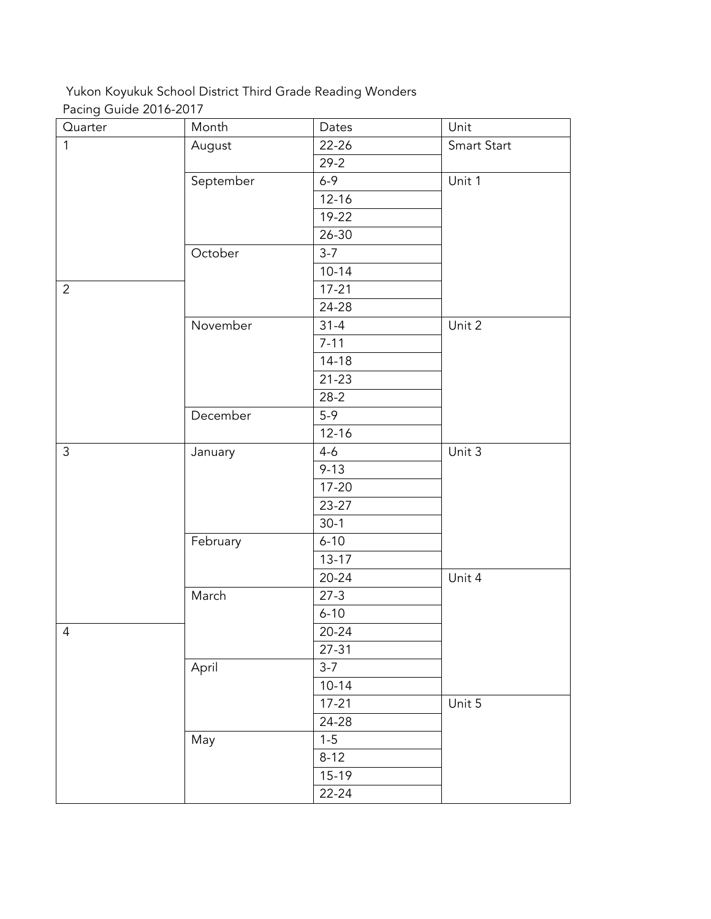Yukon Koyukuk School District Third Grade Reading Wonders
Pacing Guide 2016-2017

| Quarter | Month | Dates | Unit |
|---|---|---|---|
| 1 | August | 22-26 | Smart Start |
| | | 29-2 | |
| | September | 6-9 | Unit 1 |
| | | 12-16 | |
| | | 19-22 | |
| | | 26-30 | |
| | October | 3-7 | |
| | | 10-14 | |
| 2 | | 17-21 | |
| | | 24-28 | |
| | November | 31-4 | Unit 2 |
| | | 7-11 | |
| | | 14-18 | |
| | | 21-23 | |
| | | 28-2 | |
| | December | 5-9 | |
| | | 12-16 | |
| 3 | January | 4-6 | Unit 3 |
| | | 9-13 | |
| | | 17-20 | |
| | | 23-27 | |
| | | 30-1 | |
| | February | 6-10 | |
| | | 13-17 | |
| | | 20-24 | Unit 4 |
| | March | 27-3 | |
| | | 6-10 | |
| 4 | | 20-24 | |
| | | 27-31 | |
| | April | 3-7 | |
| | | 10-14 | |
| | | 17-21 | Unit 5 |
| | | 24-28 | |
| | May | 1-5 | |
| | | 8-12 | |
| | | 15-19 | |
| | | 22-24 | |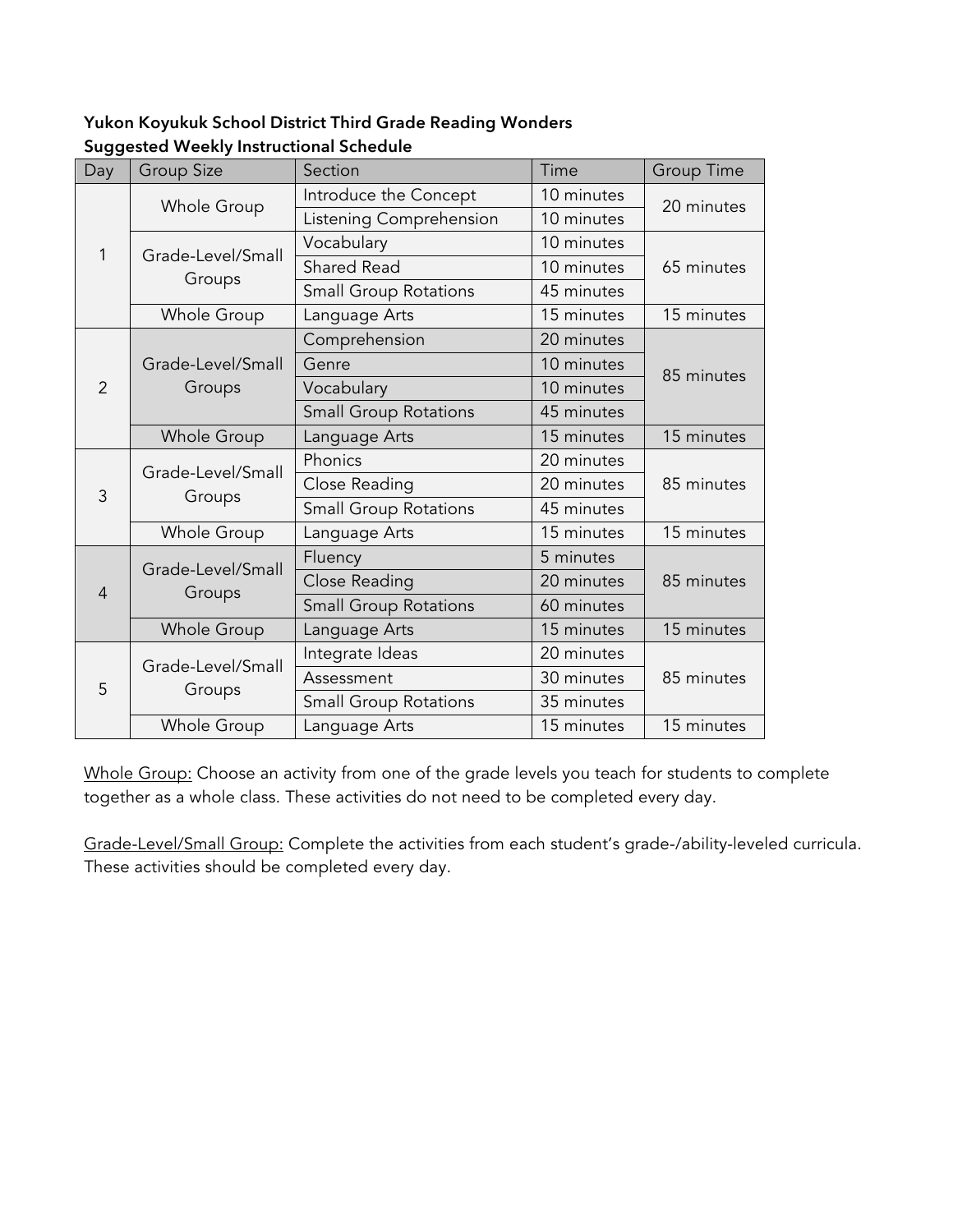**Yukon Koyukuk School District Third Grade Reading Wonders**
**Suggested Weekly Instructional Schedule**

| Day | Group Size | Section | Time | Group Time |
|---|---|---|---|---|
| 1 | Whole Group | Introduce the Concept | 10 minutes | 20 minutes |
| | | Listening Comprehension | 10 minutes | |
| | Grade-Level/Small Groups | Vocabulary | 10 minutes | 65 minutes |
| | | Shared Read | 10 minutes | |
| | | Small Group Rotations | 45 minutes | |
| | Whole Group | Language Arts | 15 minutes | 15 minutes |
| 2 | Grade-Level/Small Groups | Comprehension | 20 minutes | 85 minutes |
| | | Genre | 10 minutes | |
| | | Vocabulary | 10 minutes | |
| | | Small Group Rotations | 45 minutes | |
| | Whole Group | Language Arts | 15 minutes | 15 minutes |
| 3 | Grade-Level/Small Groups | Phonics | 20 minutes | 85 minutes |
| | | Close Reading | 20 minutes | |
| | | Small Group Rotations | 45 minutes | |
| | Whole Group | Language Arts | 15 minutes | 15 minutes |
| 4 | Grade-Level/Small Groups | Fluency | 5 minutes | 85 minutes |
| | | Close Reading | 20 minutes | |
| | | Small Group Rotations | 60 minutes | |
| | Whole Group | Language Arts | 15 minutes | 15 minutes |
| 5 | Grade-Level/Small Groups | Integrate Ideas | 20 minutes | 85 minutes |
| | | Assessment | 30 minutes | |
| | | Small Group Rotations | 35 minutes | |
| | Whole Group | Language Arts | 15 minutes | 15 minutes |

Whole Group: Choose an activity from one of the grade levels you teach for students to complete together as a whole class. These activities do not need to be completed every day.

Grade-Level/Small Group: Complete the activities from each student's grade-/ability-leveled curricula. These activities should be completed every day.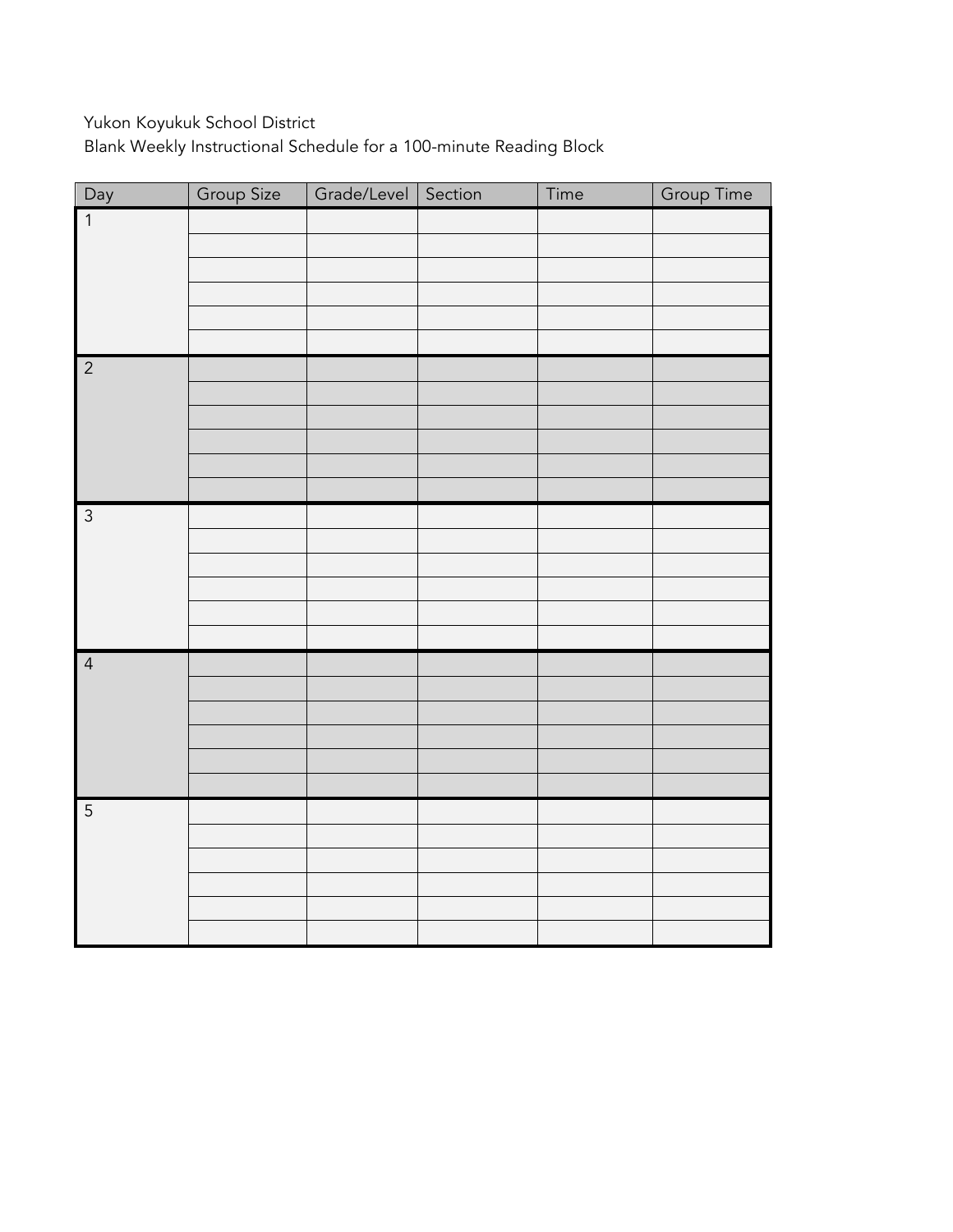Yukon Koyukuk School District
Blank Weekly Instructional Schedule for a 100-minute Reading Block

| Day | Group Size | Grade/Level | Section | Time | Group Time |
|---|---|---|---|---|---|
| 1 | | | | | |
| | | | | | |
| | | | | | |
| | | | | | |
| | | | | | |
| | | | | | |
| 2 | | | | | |
| | | | | | |
| | | | | | |
| | | | | | |
| | | | | | |
| | | | | | |
| 3 | | | | | |
| | | | | | |
| | | | | | |
| | | | | | |
| | | | | | |
| | | | | | |
| 4 | | | | | |
| | | | | | |
| | | | | | |
| | | | | | |
| | | | | | |
| | | | | | |
| 5 | | | | | |
| | | | | | |
| | | | | | |
| | | | | | |
| | | | | | |
| | | | | | |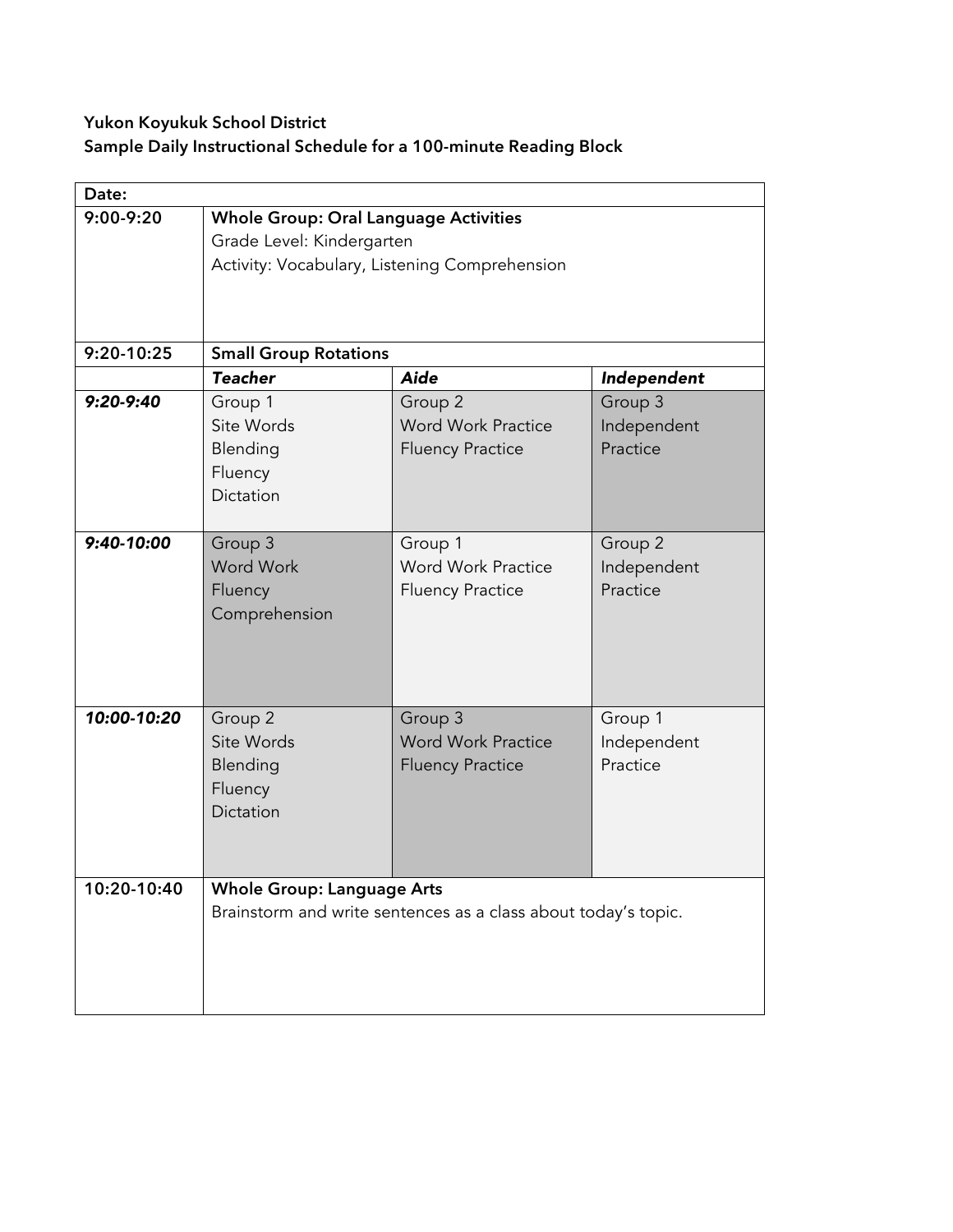**Yukon Koyukuk School District**
**Sample Daily Instructional Schedule for a 100-minute Reading Block**

| **Date:** | | | |
|---|---|---|---|
| 9:00-9:20 | **Whole Group: Oral Language Activities**<br>Grade Level: Kindergarten<br>Activity: Vocabulary, Listening Comprehension | | |
| 9:20-10:25 | **Small Group Rotations** | | |
| | ***Teacher*** | ***Aide*** | ***Independent*** |
| ***9:20-9:40*** | Group 1<br>Site Words<br>Blending<br>Fluency<br>Dictation | Group 2<br>Word Work Practice<br>Fluency Practice | Group 3<br>Independent<br>Practice |
| ***9:40-10:00*** | Group 3<br>Word Work<br>Fluency<br>Comprehension | Group 1<br>Word Work Practice<br>Fluency Practice | Group 2<br>Independent<br>Practice |
| ***10:00-10:20*** | Group 2<br>Site Words<br>Blending<br>Fluency<br>Dictation | Group 3<br>Word Work Practice<br>Fluency Practice | Group 1<br>Independent<br>Practice |
| 10:20-10:40 | **Whole Group: Language Arts**<br>Brainstorm and write sentences as a class about today's topic. | | |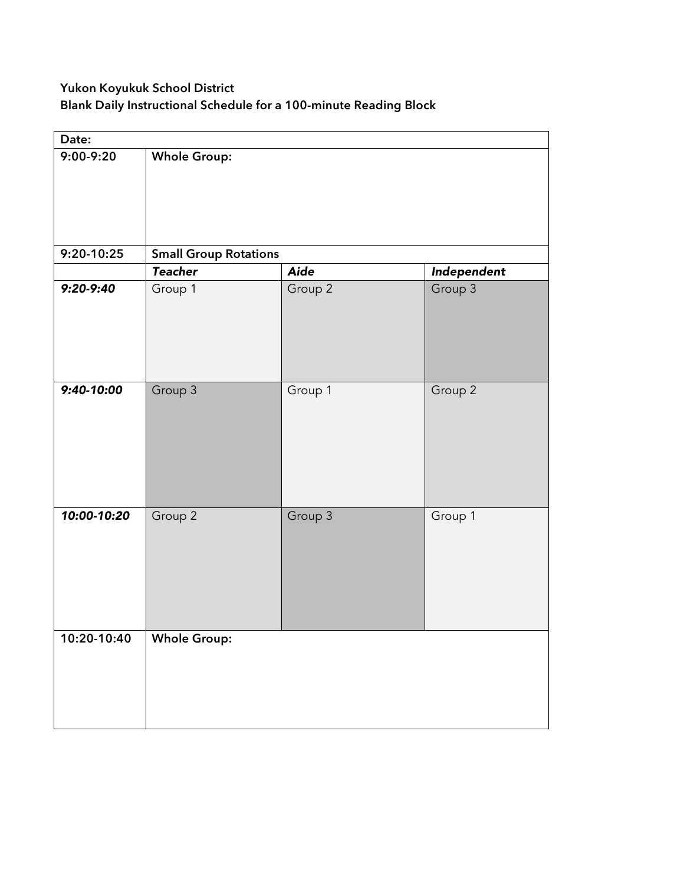**Yukon Koyukuk School District**
**Blank Daily Instructional Schedule for a 100-minute Reading Block**

| | | | |
|---|---|---|---|
| **Date:** | | | |
| **9:00-9:20** | **Whole Group:** | | |
| **9:20-10:25** | **Small Group Rotations** | | |
| | ***Teacher*** | ***Aide*** | ***Independent*** |
| ***9:20-9:40*** | Group 1 | Group 2 | Group 3 |
| ***9:40-10:00*** | Group 3 | Group 1 | Group 2 |
| ***10:00-10:20*** | Group 2 | Group 3 | Group 1 |
| **10:20-10:40** | **Whole Group:** | | |